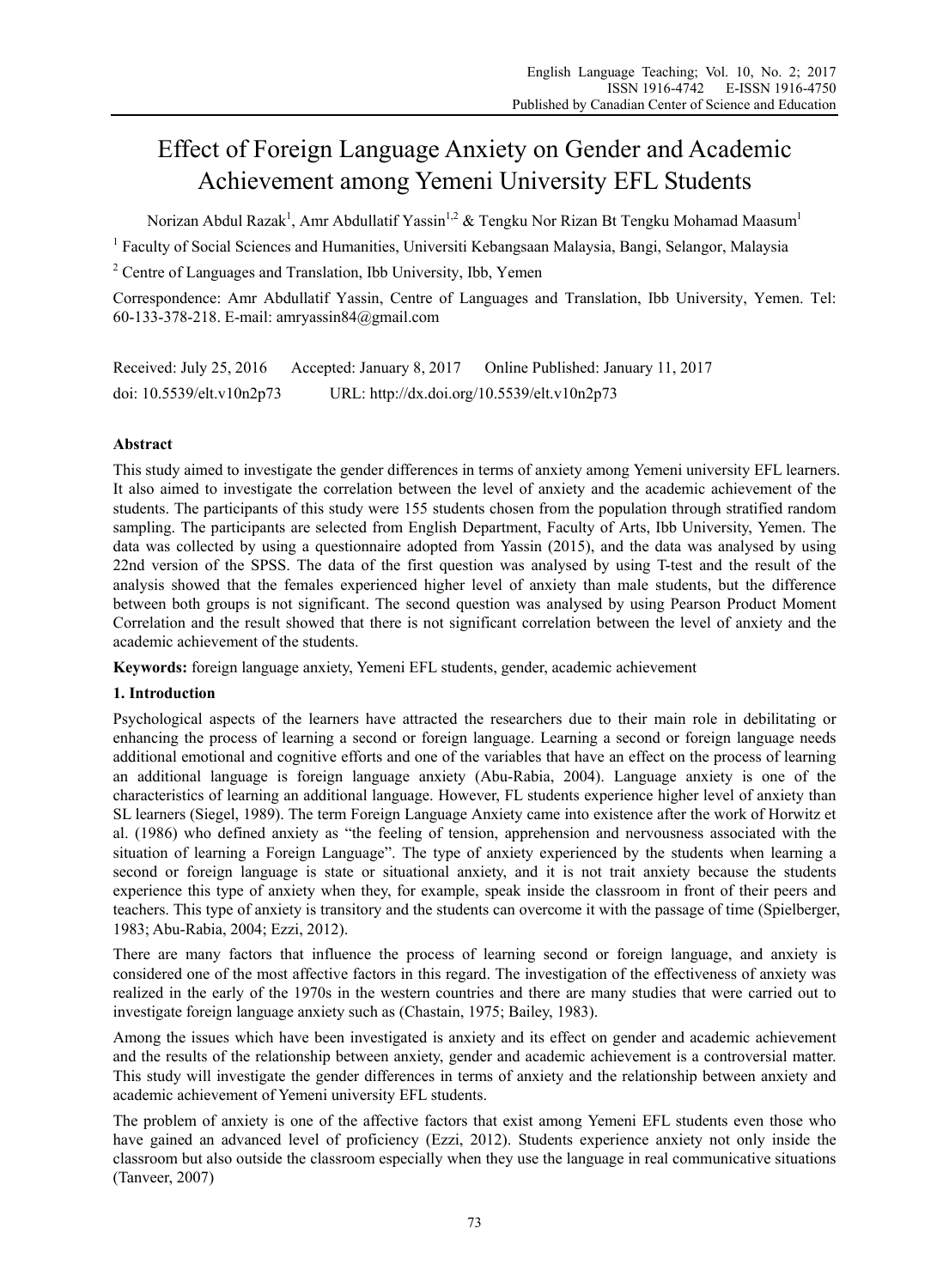# Effect of Foreign Language Anxiety on Gender and Academic Achievement among Yemeni University EFL Students

Norizan Abdul Razak[1], Amr Abdullatif Yassin[1,2] & Tengku Nor Rizan Bt Tengku Mohamad Maasum[1]

[1] Faculty of Social Sciences and Humanities, Universiti Kebangsaan Malaysia, Bangi, Selangor, Malaysia

[2] Centre of Languages and Translation, Ibb University, Ibb, Yemen

Correspondence: Amr Abdullatif Yassin, Centre of Languages and Translation, Ibb University, Yemen. Tel: 60-133-378-218. E-mail: amryassin84@gmail.com

Received: July 25, 2016 Accepted: January 8, 2017 Online Published: January 11, 2017

doi: 10.5539/elt.v10n2p73 URL: http://dx.doi.org/10.5539/elt.v10n2p73

## Abstract

This study aimed to investigate the gender differences in terms of anxiety among Yemeni university EFL learners. It also aimed to investigate the correlation between the level of anxiety and the academic achievement of the students. The participants of this study were 155 students chosen from the population through stratified random sampling. The participants are selected from English Department, Faculty of Arts, Ibb University, Yemen. The data was collected by using a questionnaire adopted from Yassin (2015), and the data was analysed by using 22nd version of the SPSS. The data of the first question was analysed by using T-test and the result of the analysis showed that the females experienced higher level of anxiety than male students, but the difference between both groups is not significant. The second question was analysed by using Pearson Product Moment Correlation and the result showed that there is not significant correlation between the level of anxiety and the academic achievement of the students.

**Keywords:** foreign language anxiety, Yemeni EFL students, gender, academic achievement

## 1. Introduction

Psychological aspects of the learners have attracted the researchers due to their main role in debilitating or enhancing the process of learning a second or foreign language. Learning a second or foreign language needs additional emotional and cognitive efforts and one of the variables that have an effect on the process of learning an additional language is foreign language anxiety (Abu-Rabia, 2004). Language anxiety is one of the characteristics of learning an additional language. However, FL students experience higher level of anxiety than SL learners (Siegel, 1989). The term Foreign Language Anxiety came into existence after the work of Horwitz et al. (1986) who defined anxiety as "the feeling of tension, apprehension and nervousness associated with the situation of learning a Foreign Language". The type of anxiety experienced by the students when learning a second or foreign language is state or situational anxiety, and it is not trait anxiety because the students experience this type of anxiety when they, for example, speak inside the classroom in front of their peers and teachers. This type of anxiety is transitory and the students can overcome it with the passage of time (Spielberger, 1983; Abu-Rabia, 2004; Ezzi, 2012).

There are many factors that influence the process of learning second or foreign language, and anxiety is considered one of the most affective factors in this regard. The investigation of the effectiveness of anxiety was realized in the early of the 1970s in the western countries and there are many studies that were carried out to investigate foreign language anxiety such as (Chastain, 1975; Bailey, 1983).

Among the issues which have been investigated is anxiety and its effect on gender and academic achievement and the results of the relationship between anxiety, gender and academic achievement is a controversial matter. This study will investigate the gender differences in terms of anxiety and the relationship between anxiety and academic achievement of Yemeni university EFL students.

The problem of anxiety is one of the affective factors that exist among Yemeni EFL students even those who have gained an advanced level of proficiency (Ezzi, 2012). Students experience anxiety not only inside the classroom but also outside the classroom especially when they use the language in real communicative situations (Tanveer, 2007)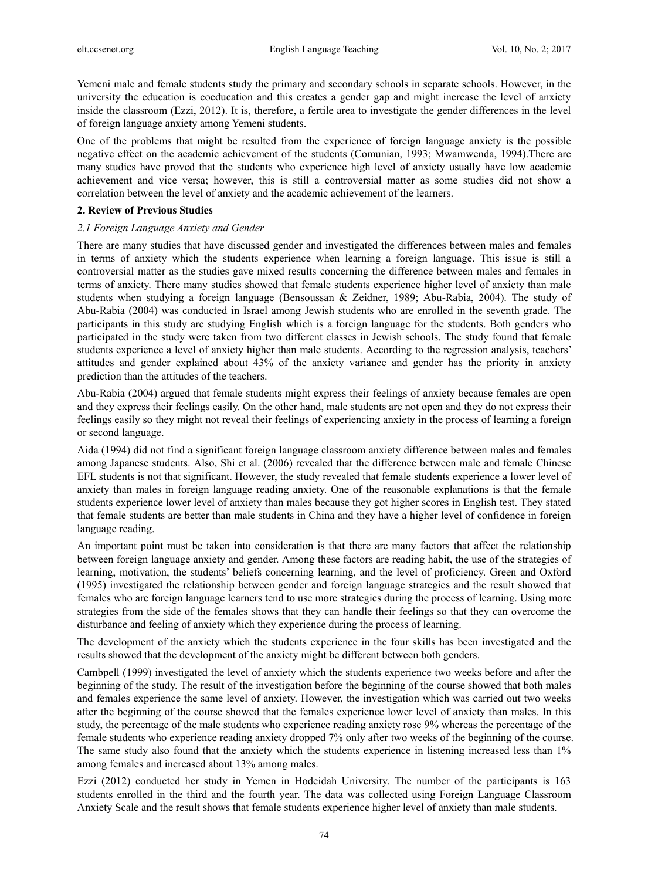Yemeni male and female students study the primary and secondary schools in separate schools. However, in the university the education is coeducation and this creates a gender gap and might increase the level of anxiety inside the classroom (Ezzi, 2012). It is, therefore, a fertile area to investigate the gender differences in the level of foreign language anxiety among Yemeni students.

One of the problems that might be resulted from the experience of foreign language anxiety is the possible negative effect on the academic achievement of the students (Comunian, 1993; Mwamwenda, 1994).There are many studies have proved that the students who experience high level of anxiety usually have low academic achievement and vice versa; however, this is still a controversial matter as some studies did not show a correlation between the level of anxiety and the academic achievement of the learners.

## 2. Review of Previous Studies

### *2.1 Foreign Language Anxiety and Gender*

There are many studies that have discussed gender and investigated the differences between males and females in terms of anxiety which the students experience when learning a foreign language. This issue is still a controversial matter as the studies gave mixed results concerning the difference between males and females in terms of anxiety. There many studies showed that female students experience higher level of anxiety than male students when studying a foreign language (Bensoussan & Zeidner, 1989; Abu-Rabia, 2004). The study of Abu-Rabia (2004) was conducted in Israel among Jewish students who are enrolled in the seventh grade. The participants in this study are studying English which is a foreign language for the students. Both genders who participated in the study were taken from two different classes in Jewish schools. The study found that female students experience a level of anxiety higher than male students. According to the regression analysis, teachers' attitudes and gender explained about 43% of the anxiety variance and gender has the priority in anxiety prediction than the attitudes of the teachers.

Abu-Rabia (2004) argued that female students might express their feelings of anxiety because females are open and they express their feelings easily. On the other hand, male students are not open and they do not express their feelings easily so they might not reveal their feelings of experiencing anxiety in the process of learning a foreign or second language.

Aida (1994) did not find a significant foreign language classroom anxiety difference between males and females among Japanese students. Also, Shi et al. (2006) revealed that the difference between male and female Chinese EFL students is not that significant. However, the study revealed that female students experience a lower level of anxiety than males in foreign language reading anxiety. One of the reasonable explanations is that the female students experience lower level of anxiety than males because they got higher scores in English test. They stated that female students are better than male students in China and they have a higher level of confidence in foreign language reading.

An important point must be taken into consideration is that there are many factors that affect the relationship between foreign language anxiety and gender. Among these factors are reading habit, the use of the strategies of learning, motivation, the students' beliefs concerning learning, and the level of proficiency. Green and Oxford (1995) investigated the relationship between gender and foreign language strategies and the result showed that females who are foreign language learners tend to use more strategies during the process of learning. Using more strategies from the side of the females shows that they can handle their feelings so that they can overcome the disturbance and feeling of anxiety which they experience during the process of learning.

The development of the anxiety which the students experience in the four skills has been investigated and the results showed that the development of the anxiety might be different between both genders.

Cambpell (1999) investigated the level of anxiety which the students experience two weeks before and after the beginning of the study. The result of the investigation before the beginning of the course showed that both males and females experience the same level of anxiety. However, the investigation which was carried out two weeks after the beginning of the course showed that the females experience lower level of anxiety than males. In this study, the percentage of the male students who experience reading anxiety rose 9% whereas the percentage of the female students who experience reading anxiety dropped 7% only after two weeks of the beginning of the course. The same study also found that the anxiety which the students experience in listening increased less than 1% among females and increased about 13% among males.

Ezzi (2012) conducted her study in Yemen in Hodeidah University. The number of the participants is 163 students enrolled in the third and the fourth year. The data was collected using Foreign Language Classroom Anxiety Scale and the result shows that female students experience higher level of anxiety than male students.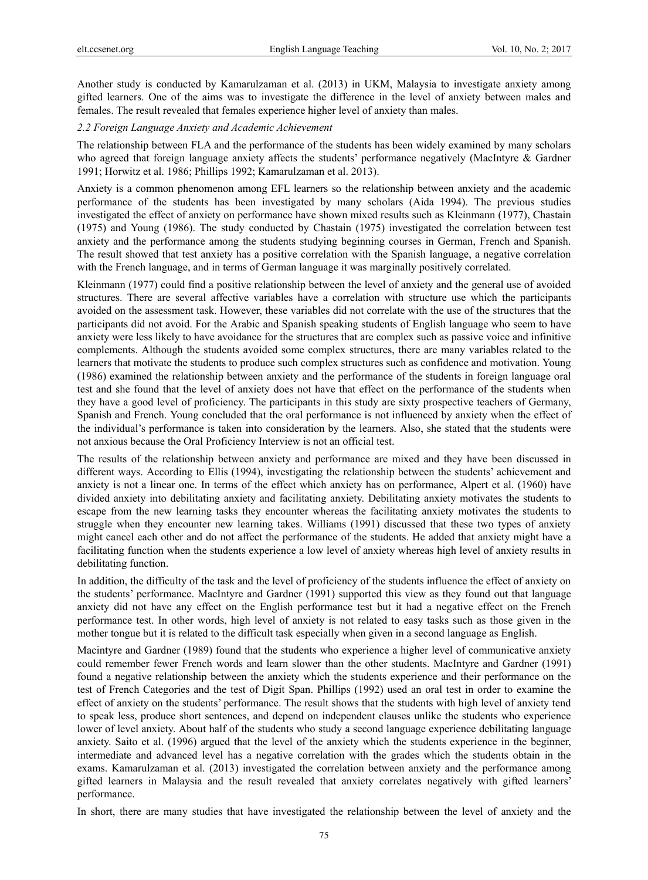Another study is conducted by Kamarulzaman et al. (2013) in UKM, Malaysia to investigate anxiety among gifted learners. One of the aims was to investigate the difference in the level of anxiety between males and females. The result revealed that females experience higher level of anxiety than males.

*2.2 Foreign Language Anxiety and Academic Achievement*

The relationship between FLA and the performance of the students has been widely examined by many scholars who agreed that foreign language anxiety affects the students' performance negatively (MacIntyre & Gardner 1991; Horwitz et al. 1986; Phillips 1992; Kamarulzaman et al. 2013).

Anxiety is a common phenomenon among EFL learners so the relationship between anxiety and the academic performance of the students has been investigated by many scholars (Aida 1994). The previous studies investigated the effect of anxiety on performance have shown mixed results such as Kleinmann (1977), Chastain (1975) and Young (1986). The study conducted by Chastain (1975) investigated the correlation between test anxiety and the performance among the students studying beginning courses in German, French and Spanish. The result showed that test anxiety has a positive correlation with the Spanish language, a negative correlation with the French language, and in terms of German language it was marginally positively correlated.

Kleinmann (1977) could find a positive relationship between the level of anxiety and the general use of avoided structures. There are several affective variables have a correlation with structure use which the participants avoided on the assessment task. However, these variables did not correlate with the use of the structures that the participants did not avoid. For the Arabic and Spanish speaking students of English language who seem to have anxiety were less likely to have avoidance for the structures that are complex such as passive voice and infinitive complements. Although the students avoided some complex structures, there are many variables related to the learners that motivate the students to produce such complex structures such as confidence and motivation. Young (1986) examined the relationship between anxiety and the performance of the students in foreign language oral test and she found that the level of anxiety does not have that effect on the performance of the students when they have a good level of proficiency. The participants in this study are sixty prospective teachers of Germany, Spanish and French. Young concluded that the oral performance is not influenced by anxiety when the effect of the individual's performance is taken into consideration by the learners. Also, she stated that the students were not anxious because the Oral Proficiency Interview is not an official test.

The results of the relationship between anxiety and performance are mixed and they have been discussed in different ways. According to Ellis (1994), investigating the relationship between the students' achievement and anxiety is not a linear one. In terms of the effect which anxiety has on performance, Alpert et al. (1960) have divided anxiety into debilitating anxiety and facilitating anxiety. Debilitating anxiety motivates the students to escape from the new learning tasks they encounter whereas the facilitating anxiety motivates the students to struggle when they encounter new learning takes. Williams (1991) discussed that these two types of anxiety might cancel each other and do not affect the performance of the students. He added that anxiety might have a facilitating function when the students experience a low level of anxiety whereas high level of anxiety results in debilitating function.

In addition, the difficulty of the task and the level of proficiency of the students influence the effect of anxiety on the students' performance. MacIntyre and Gardner (1991) supported this view as they found out that language anxiety did not have any effect on the English performance test but it had a negative effect on the French performance test. In other words, high level of anxiety is not related to easy tasks such as those given in the mother tongue but it is related to the difficult task especially when given in a second language as English.

Macintyre and Gardner (1989) found that the students who experience a higher level of communicative anxiety could remember fewer French words and learn slower than the other students. MacIntyre and Gardner (1991) found a negative relationship between the anxiety which the students experience and their performance on the test of French Categories and the test of Digit Span. Phillips (1992) used an oral test in order to examine the effect of anxiety on the students' performance. The result shows that the students with high level of anxiety tend to speak less, produce short sentences, and depend on independent clauses unlike the students who experience lower of level anxiety. About half of the students who study a second language experience debilitating language anxiety. Saito et al. (1996) argued that the level of the anxiety which the students experience in the beginner, intermediate and advanced level has a negative correlation with the grades which the students obtain in the exams. Kamarulzaman et al. (2013) investigated the correlation between anxiety and the performance among gifted learners in Malaysia and the result revealed that anxiety correlates negatively with gifted learners' performance.

In short, there are many studies that have investigated the relationship between the level of anxiety and the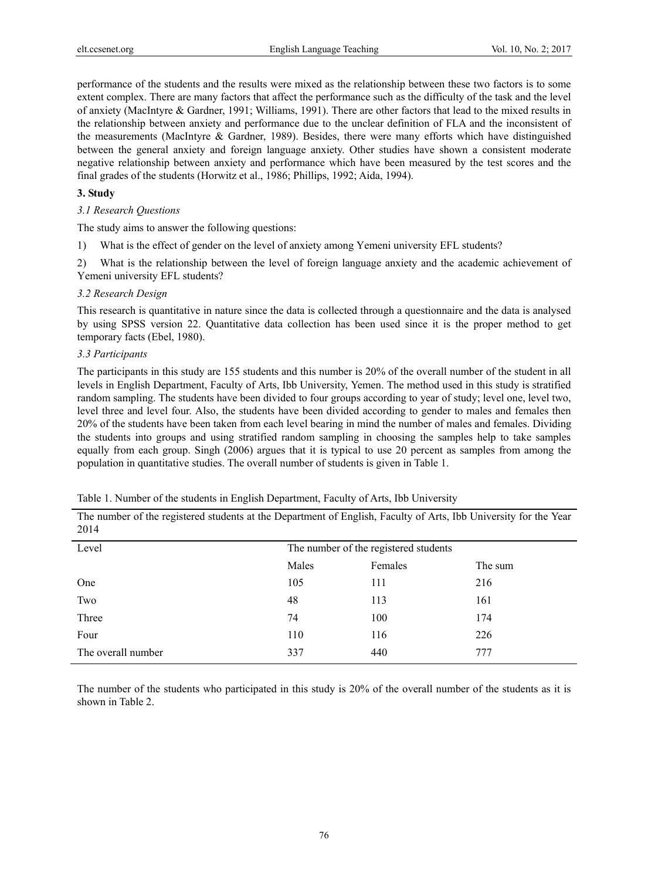performance of the students and the results were mixed as the relationship between these two factors is to some extent complex. There are many factors that affect the performance such as the difficulty of the task and the level of anxiety (MacIntyre & Gardner, 1991; Williams, 1991). There are other factors that lead to the mixed results in the relationship between anxiety and performance due to the unclear definition of FLA and the inconsistent of the measurements (MacIntyre & Gardner, 1989). Besides, there were many efforts which have distinguished between the general anxiety and foreign language anxiety. Other studies have shown a consistent moderate negative relationship between anxiety and performance which have been measured by the test scores and the final grades of the students (Horwitz et al., 1986; Phillips, 1992; Aida, 1994).

## 3. Study

### *3.1 Research Questions*

The study aims to answer the following questions:

1) What is the effect of gender on the level of anxiety among Yemeni university EFL students?

2) What is the relationship between the level of foreign language anxiety and the academic achievement of Yemeni university EFL students?

### *3.2 Research Design*

This research is quantitative in nature since the data is collected through a questionnaire and the data is analysed by using SPSS version 22. Quantitative data collection has been used since it is the proper method to get temporary facts (Ebel, 1980).

### *3.3 Participants*

The participants in this study are 155 students and this number is 20% of the overall number of the student in all levels in English Department, Faculty of Arts, Ibb University, Yemen. The method used in this study is stratified random sampling. The students have been divided to four groups according to year of study; level one, level two, level three and level four. Also, the students have been divided according to gender to males and females then 20% of the students have been taken from each level bearing in mind the number of males and females. Dividing the students into groups and using stratified random sampling in choosing the samples help to take samples equally from each group. Singh (2006) argues that it is typical to use 20 percent as samples from among the population in quantitative studies. The overall number of students is given in Table 1.

Table 1. Number of the students in English Department, Faculty of Arts, Ibb University

The number of the registered students at the Department of English, Faculty of Arts, Ibb University for the Year 2014

| Level | The number of the registered students | | |
|---|---|---|---|
| | Males | Females | The sum |
| One | 105 | 111 | 216 |
| Two | 48 | 113 | 161 |
| Three | 74 | 100 | 174 |
| Four | 110 | 116 | 226 |
| The overall number | 337 | 440 | 777 |

The number of the students who participated in this study is 20% of the overall number of the students as it is shown in Table 2.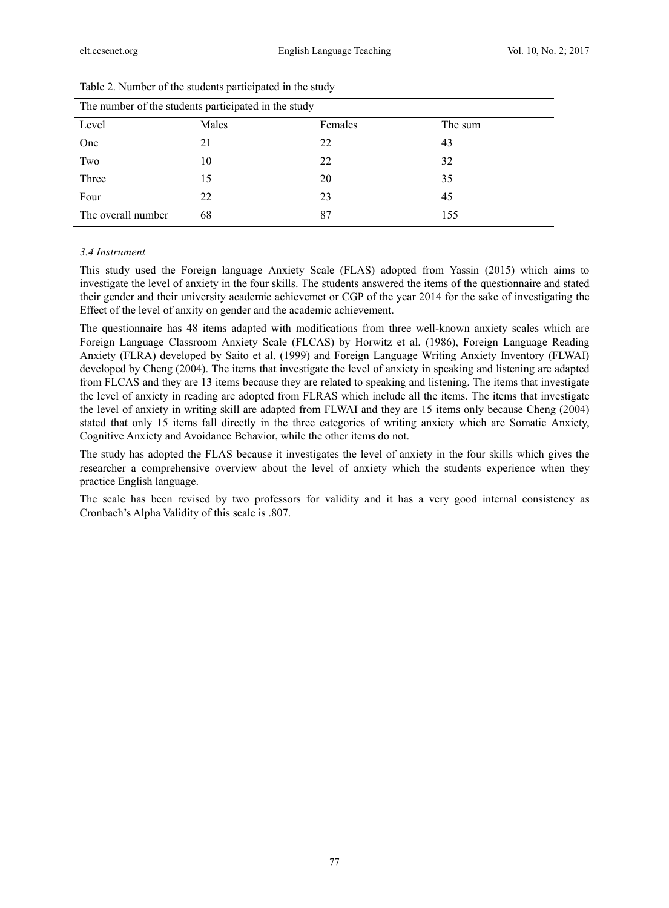Table 2. Number of the students participated in the study

| The number of the students participated in the study | | | |
|---|---|---|---|
| Level | Males | Females | The sum |
| One | 21 | 22 | 43 |
| Two | 10 | 22 | 32 |
| Three | 15 | 20 | 35 |
| Four | 22 | 23 | 45 |
| The overall number | 68 | 87 | 155 |

### *3.4 Instrument*

This study used the Foreign language Anxiety Scale (FLAS) adopted from Yassin (2015) which aims to investigate the level of anxiety in the four skills. The students answered the items of the questionnaire and stated their gender and their university academic achievemet or CGP of the year 2014 for the sake of investigating the Effect of the level of anxity on gender and the academic achievement.

The questionnaire has 48 items adapted with modifications from three well-known anxiety scales which are Foreign Language Classroom Anxiety Scale (FLCAS) by Horwitz et al. (1986), Foreign Language Reading Anxiety (FLRA) developed by Saito et al. (1999) and Foreign Language Writing Anxiety Inventory (FLWAI) developed by Cheng (2004). The items that investigate the level of anxiety in speaking and listening are adapted from FLCAS and they are 13 items because they are related to speaking and listening. The items that investigate the level of anxiety in reading are adopted from FLRAS which include all the items. The items that investigate the level of anxiety in writing skill are adapted from FLWAI and they are 15 items only because Cheng (2004) stated that only 15 items fall directly in the three categories of writing anxiety which are Somatic Anxiety, Cognitive Anxiety and Avoidance Behavior, while the other items do not.

The study has adopted the FLAS because it investigates the level of anxiety in the four skills which gives the researcher a comprehensive overview about the level of anxiety which the students experience when they practice English language.

The scale has been revised by two professors for validity and it has a very good internal consistency as Cronbach's Alpha Validity of this scale is .807.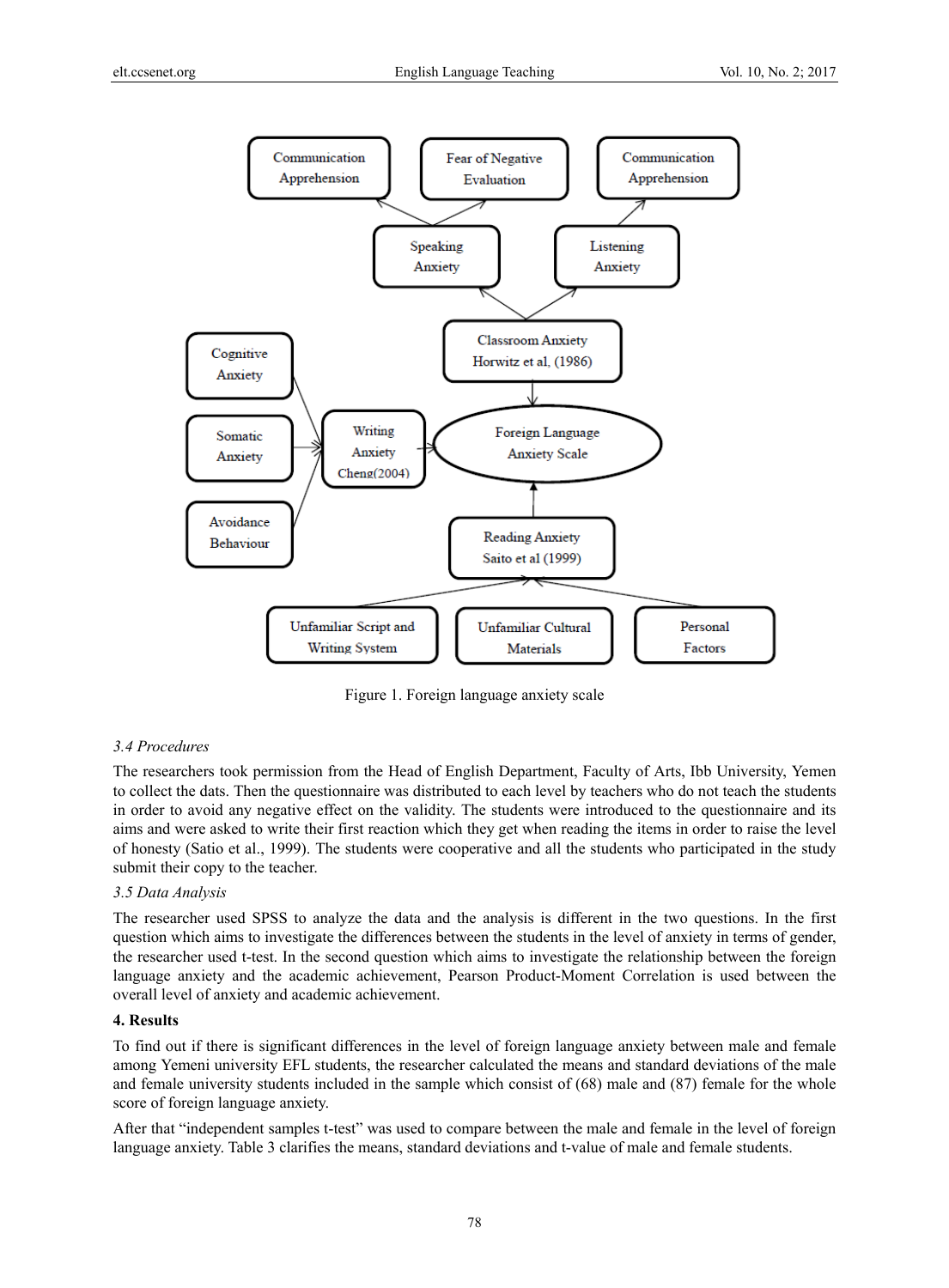Figure 1. Foreign language anxiety scale

*3.4 Procedures*

The researchers took permission from the Head of English Department, Faculty of Arts, Ibb University, Yemen to collect the dats. Then the questionnaire was distributed to each level by teachers who do not teach the students in order to avoid any negative effect on the validity. The students were introduced to the questionnaire and its aims and were asked to write their first reaction which they get when reading the items in order to raise the level of honesty (Satio et al., 1999). The students were cooperative and all the students who participated in the study submit their copy to the teacher.

*3.5 Data Analysis*

The researcher used SPSS to analyze the data and the analysis is different in the two questions. In the first question which aims to investigate the differences between the students in the level of anxiety in terms of gender, the researcher used t-test. In the second question which aims to investigate the relationship between the foreign language anxiety and the academic achievement, Pearson Product-Moment Correlation is used between the overall level of anxiety and academic achievement.

## 4. Results

To find out if there is significant differences in the level of foreign language anxiety between male and female among Yemeni university EFL students, the researcher calculated the means and standard deviations of the male and female university students included in the sample which consist of (68) male and (87) female for the whole score of foreign language anxiety.

After that "independent samples t-test" was used to compare between the male and female in the level of foreign language anxiety. Table 3 clarifies the means, standard deviations and t-value of male and female students.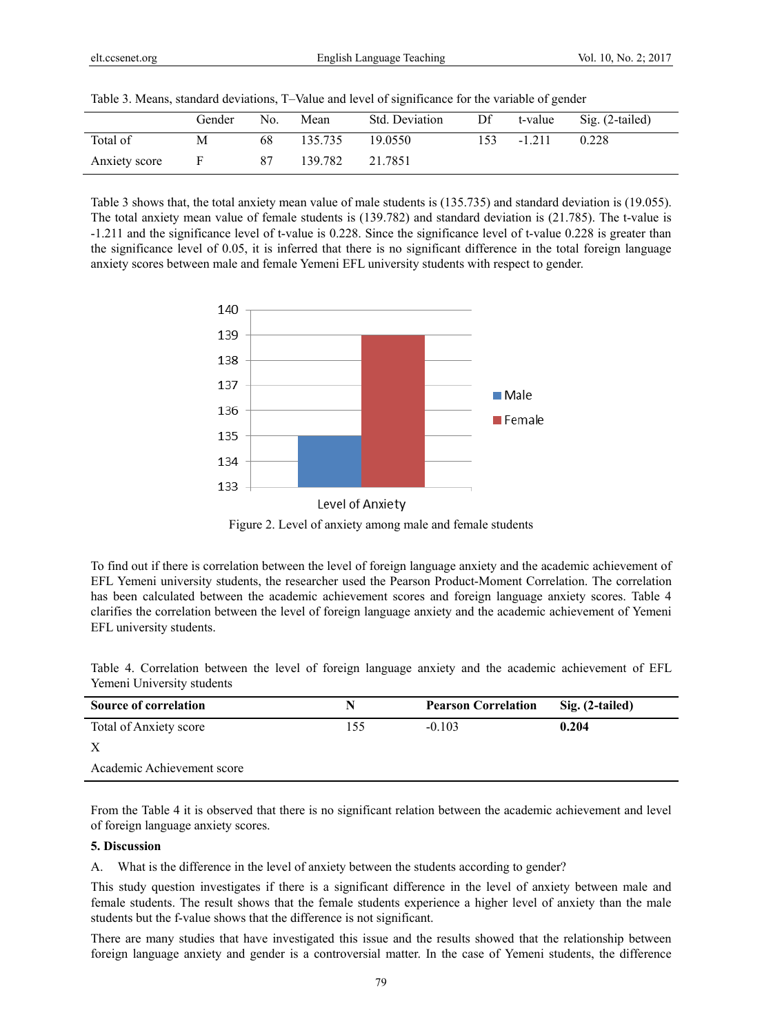Table 3. Means, standard deviations, T–Value and level of significance for the variable of gender

| | Gender | No. | Mean | Std. Deviation | Df | t-value | Sig. (2-tailed) |
|---|---|---|---|---|---|---|---|
| Total of | M | 68 | 135.735 | 19.0550 | 153 | -1.211 | 0.228 |
| Anxiety score | F | 87 | 139.782 | 21.7851 | | | |

Table 3 shows that, the total anxiety mean value of male students is (135.735) and standard deviation is (19.055). The total anxiety mean value of female students is (139.782) and standard deviation is (21.785). The t-value is -1.211 and the significance level of t-value is 0.228. Since the significance level of t-value 0.228 is greater than the significance level of 0.05, it is inferred that there is no significant difference in the total foreign language anxiety scores between male and female Yemeni EFL university students with respect to gender.

Figure 2. Level of anxiety among male and female students

To find out if there is correlation between the level of foreign language anxiety and the academic achievement of EFL Yemeni university students, the researcher used the Pearson Product-Moment Correlation. The correlation has been calculated between the academic achievement scores and foreign language anxiety scores. Table 4 clarifies the correlation between the level of foreign language anxiety and the academic achievement of Yemeni EFL university students.

Table 4. Correlation between the level of foreign language anxiety and the academic achievement of EFL Yemeni University students

| **Source of correlation** | **N** | **Pearson Correlation** | **Sig. (2-tailed)** |
|---|---|---|---|
| Total of Anxiety score X Academic Achievement score | 155 | -0.103 | **0.204** |

From the Table 4 it is observed that there is no significant relation between the academic achievement and level of foreign language anxiety scores.

## 5. Discussion

A. What is the difference in the level of anxiety between the students according to gender?

This study question investigates if there is a significant difference in the level of anxiety between male and female students. The result shows that the female students experience a higher level of anxiety than the male students but the f-value shows that the difference is not significant.

There are many studies that have investigated this issue and the results showed that the relationship between foreign language anxiety and gender is a controversial matter. In the case of Yemeni students, the difference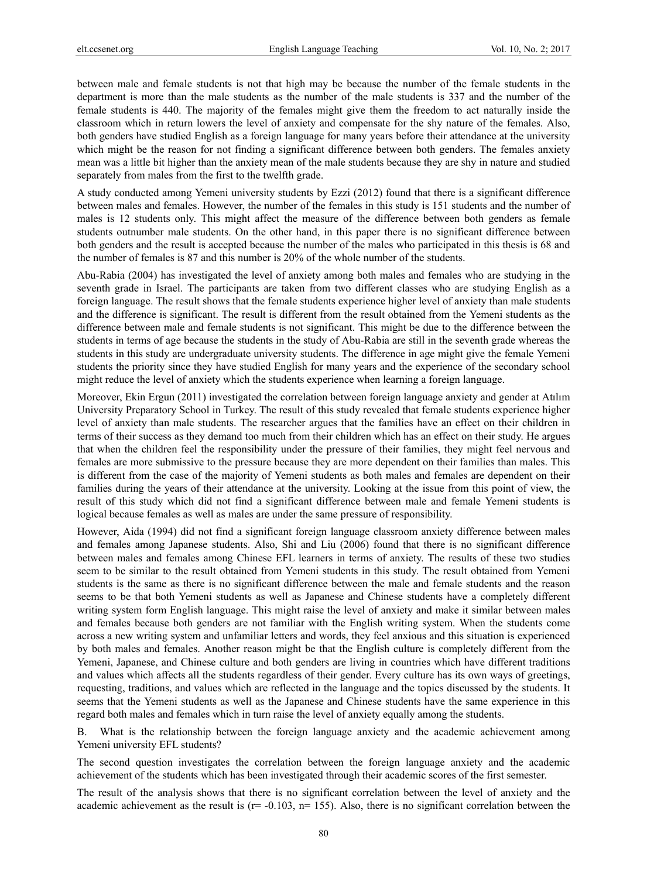between male and female students is not that high may be because the number of the female students in the department is more than the male students as the number of the male students is 337 and the number of the female students is 440. The majority of the females might give them the freedom to act naturally inside the classroom which in return lowers the level of anxiety and compensate for the shy nature of the females. Also, both genders have studied English as a foreign language for many years before their attendance at the university which might be the reason for not finding a significant difference between both genders. The females anxiety mean was a little bit higher than the anxiety mean of the male students because they are shy in nature and studied separately from males from the first to the twelfth grade.

A study conducted among Yemeni university students by Ezzi (2012) found that there is a significant difference between males and females. However, the number of the females in this study is 151 students and the number of males is 12 students only. This might affect the measure of the difference between both genders as female students outnumber male students. On the other hand, in this paper there is no significant difference between both genders and the result is accepted because the number of the males who participated in this thesis is 68 and the number of females is 87 and this number is 20% of the whole number of the students.

Abu-Rabia (2004) has investigated the level of anxiety among both males and females who are studying in the seventh grade in Israel. The participants are taken from two different classes who are studying English as a foreign language. The result shows that the female students experience higher level of anxiety than male students and the difference is significant. The result is different from the result obtained from the Yemeni students as the difference between male and female students is not significant. This might be due to the difference between the students in terms of age because the students in the study of Abu-Rabia are still in the seventh grade whereas the students in this study are undergraduate university students. The difference in age might give the female Yemeni students the priority since they have studied English for many years and the experience of the secondary school might reduce the level of anxiety which the students experience when learning a foreign language.

Moreover, Ekin Ergun (2011) investigated the correlation between foreign language anxiety and gender at Atılım University Preparatory School in Turkey. The result of this study revealed that female students experience higher level of anxiety than male students. The researcher argues that the families have an effect on their children in terms of their success as they demand too much from their children which has an effect on their study. He argues that when the children feel the responsibility under the pressure of their families, they might feel nervous and females are more submissive to the pressure because they are more dependent on their families than males. This is different from the case of the majority of Yemeni students as both males and females are dependent on their families during the years of their attendance at the university. Looking at the issue from this point of view, the result of this study which did not find a significant difference between male and female Yemeni students is logical because females as well as males are under the same pressure of responsibility.

However, Aida (1994) did not find a significant foreign language classroom anxiety difference between males and females among Japanese students. Also, Shi and Liu (2006) found that there is no significant difference between males and females among Chinese EFL learners in terms of anxiety. The results of these two studies seem to be similar to the result obtained from Yemeni students in this study. The result obtained from Yemeni students is the same as there is no significant difference between the male and female students and the reason seems to be that both Yemeni students as well as Japanese and Chinese students have a completely different writing system form English language. This might raise the level of anxiety and make it similar between males and females because both genders are not familiar with the English writing system. When the students come across a new writing system and unfamiliar letters and words, they feel anxious and this situation is experienced by both males and females. Another reason might be that the English culture is completely different from the Yemeni, Japanese, and Chinese culture and both genders are living in countries which have different traditions and values which affects all the students regardless of their gender. Every culture has its own ways of greetings, requesting, traditions, and values which are reflected in the language and the topics discussed by the students. It seems that the Yemeni students as well as the Japanese and Chinese students have the same experience in this regard both males and females which in turn raise the level of anxiety equally among the students.

B. What is the relationship between the foreign language anxiety and the academic achievement among Yemeni university EFL students?

The second question investigates the correlation between the foreign language anxiety and the academic achievement of the students which has been investigated through their academic scores of the first semester.

The result of the analysis shows that there is no significant correlation between the level of anxiety and the academic achievement as the result is ($r= -0.103$, $n= 155$). Also, there is no significant correlation between the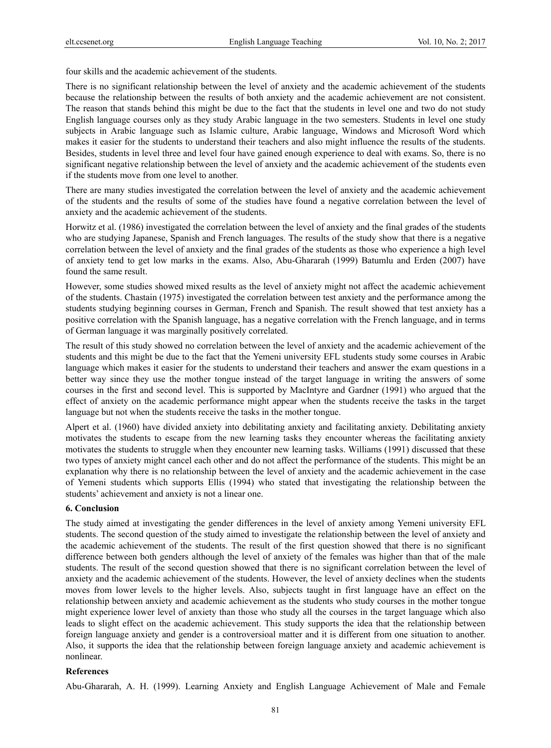four skills and the academic achievement of the students.

There is no significant relationship between the level of anxiety and the academic achievement of the students because the relationship between the results of both anxiety and the academic achievement are not consistent. The reason that stands behind this might be due to the fact that the students in level one and two do not study English language courses only as they study Arabic language in the two semesters. Students in level one study subjects in Arabic language such as Islamic culture, Arabic language, Windows and Microsoft Word which makes it easier for the students to understand their teachers and also might influence the results of the students. Besides, students in level three and level four have gained enough experience to deal with exams. So, there is no significant negative relationship between the level of anxiety and the academic achievement of the students even if the students move from one level to another.

There are many studies investigated the correlation between the level of anxiety and the academic achievement of the students and the results of some of the studies have found a negative correlation between the level of anxiety and the academic achievement of the students.

Horwitz et al. (1986) investigated the correlation between the level of anxiety and the final grades of the students who are studying Japanese, Spanish and French languages. The results of the study show that there is a negative correlation between the level of anxiety and the final grades of the students as those who experience a high level of anxiety tend to get low marks in the exams. Also, Abu-Ghararah (1999) Batumlu and Erden (2007) have found the same result.

However, some studies showed mixed results as the level of anxiety might not affect the academic achievement of the students. Chastain (1975) investigated the correlation between test anxiety and the performance among the students studying beginning courses in German, French and Spanish. The result showed that test anxiety has a positive correlation with the Spanish language, has a negative correlation with the French language, and in terms of German language it was marginally positively correlated.

The result of this study showed no correlation between the level of anxiety and the academic achievement of the students and this might be due to the fact that the Yemeni university EFL students study some courses in Arabic language which makes it easier for the students to understand their teachers and answer the exam questions in a better way since they use the mother tongue instead of the target language in writing the answers of some courses in the first and second level. This is supported by MacIntyre and Gardner (1991) who argued that the effect of anxiety on the academic performance might appear when the students receive the tasks in the target language but not when the students receive the tasks in the mother tongue.

Alpert et al. (1960) have divided anxiety into debilitating anxiety and facilitating anxiety. Debilitating anxiety motivates the students to escape from the new learning tasks they encounter whereas the facilitating anxiety motivates the students to struggle when they encounter new learning tasks. Williams (1991) discussed that these two types of anxiety might cancel each other and do not affect the performance of the students. This might be an explanation why there is no relationship between the level of anxiety and the academic achievement in the case of Yemeni students which supports Ellis (1994) who stated that investigating the relationship between the students' achievement and anxiety is not a linear one.

## 6. Conclusion

The study aimed at investigating the gender differences in the level of anxiety among Yemeni university EFL students. The second question of the study aimed to investigate the relationship between the level of anxiety and the academic achievement of the students. The result of the first question showed that there is no significant difference between both genders although the level of anxiety of the females was higher than that of the male students. The result of the second question showed that there is no significant correlation between the level of anxiety and the academic achievement of the students. However, the level of anxiety declines when the students moves from lower levels to the higher levels. Also, subjects taught in first language have an effect on the relationship between anxiety and academic achievement as the students who study courses in the mother tongue might experience lower level of anxiety than those who study all the courses in the target language which also leads to slight effect on the academic achievement. This study supports the idea that the relationship between foreign language anxiety and gender is a controversioal matter and it is different from one situation to another. Also, it supports the idea that the relationship between foreign language anxiety and academic achievement is nonlinear.

## References

Abu-Ghararah, A. H. (1999). Learning Anxiety and English Language Achievement of Male and Female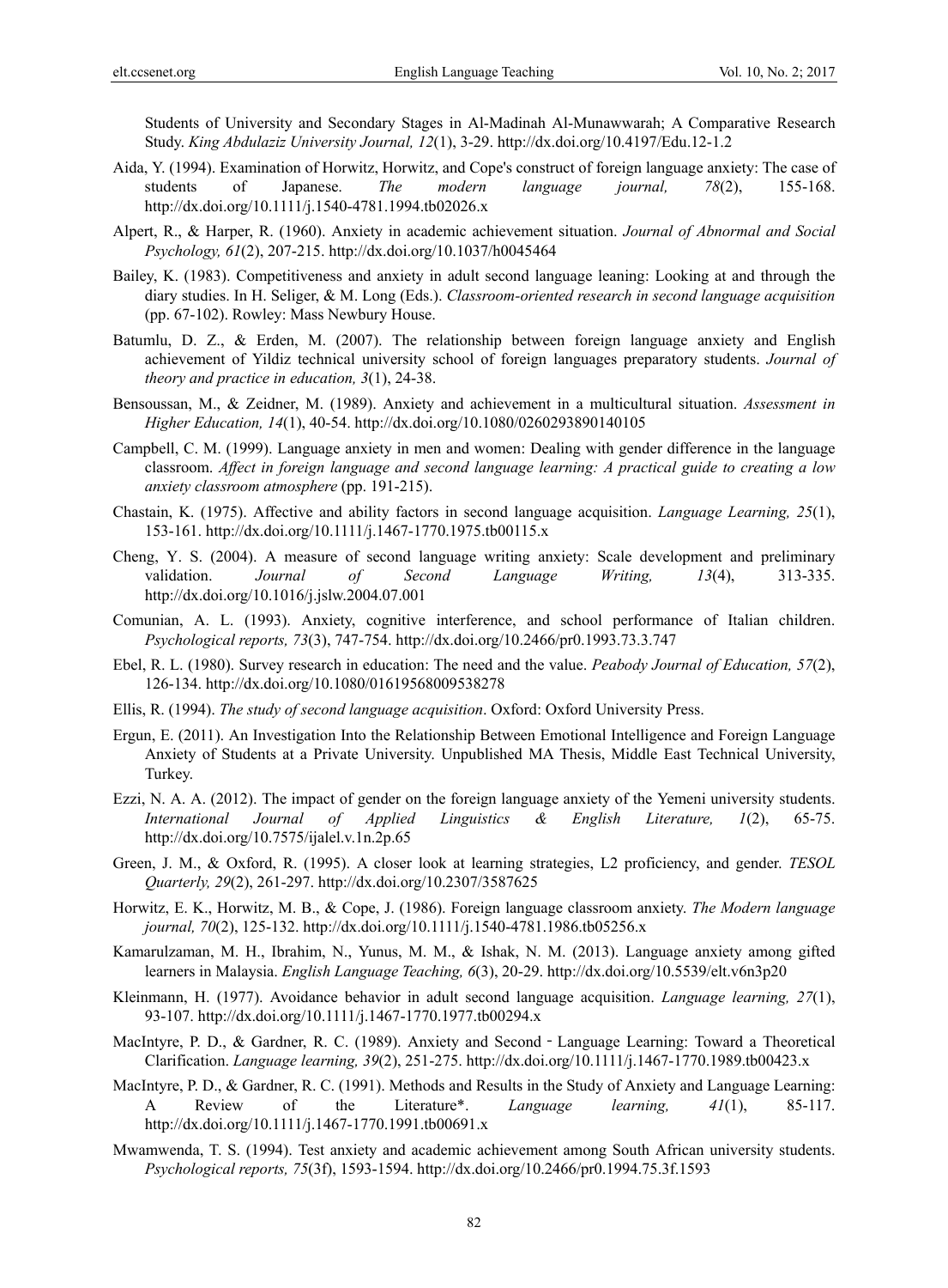Students of University and Secondary Stages in Al-Madinah Al-Munawwarah; A Comparative Research Study. *King Abdulaziz University Journal, 12*(1), 3-29. http://dx.doi.org/10.4197/Edu.12-1.2

Aida, Y. (1994). Examination of Horwitz, Horwitz, and Cope's construct of foreign language anxiety: The case of students of Japanese. *The modern language journal, 78*(2), 155-168. http://dx.doi.org/10.1111/j.1540-4781.1994.tb02026.x

Alpert, R., & Harper, R. (1960). Anxiety in academic achievement situation. *Journal of Abnormal and Social Psychology, 61*(2), 207-215. http://dx.doi.org/10.1037/h0045464

Bailey, K. (1983). Competitiveness and anxiety in adult second language leaning: Looking at and through the diary studies. In H. Seliger, & M. Long (Eds.). *Classroom-oriented research in second language acquisition* (pp. 67-102). Rowley: Mass Newbury House.

Batumlu, D. Z., & Erden, M. (2007). The relationship between foreign language anxiety and English achievement of Yildiz technical university school of foreign languages preparatory students. *Journal of theory and practice in education, 3*(1), 24-38.

Bensoussan, M., & Zeidner, M. (1989). Anxiety and achievement in a multicultural situation. *Assessment in Higher Education, 14*(1), 40-54. http://dx.doi.org/10.1080/0260293890140105

Campbell, C. M. (1999). Language anxiety in men and women: Dealing with gender difference in the language classroom. *Affect in foreign language and second language learning: A practical guide to creating a low anxiety classroom atmosphere* (pp. 191-215).

Chastain, K. (1975). Affective and ability factors in second language acquisition. *Language Learning, 25*(1), 153-161. http://dx.doi.org/10.1111/j.1467-1770.1975.tb00115.x

Cheng, Y. S. (2004). A measure of second language writing anxiety: Scale development and preliminary validation. *Journal of Second Language Writing, 13*(4), 313-335. http://dx.doi.org/10.1016/j.jslw.2004.07.001

Comunian, A. L. (1993). Anxiety, cognitive interference, and school performance of Italian children. *Psychological reports, 73*(3), 747-754. http://dx.doi.org/10.2466/pr0.1993.73.3.747

Ebel, R. L. (1980). Survey research in education: The need and the value. *Peabody Journal of Education, 57*(2), 126-134. http://dx.doi.org/10.1080/01619568009538278

Ellis, R. (1994). *The study of second language acquisition*. Oxford: Oxford University Press.

Ergun, E. (2011). An Investigation Into the Relationship Between Emotional Intelligence and Foreign Language Anxiety of Students at a Private University. Unpublished MA Thesis, Middle East Technical University, Turkey.

Ezzi, N. A. A. (2012). The impact of gender on the foreign language anxiety of the Yemeni university students. *International Journal of Applied Linguistics & English Literature, 1*(2), 65-75. http://dx.doi.org/10.7575/ijalel.v.1n.2p.65

Green, J. M., & Oxford, R. (1995). A closer look at learning strategies, L2 proficiency, and gender. *TESOL Quarterly, 29*(2), 261-297. http://dx.doi.org/10.2307/3587625

Horwitz, E. K., Horwitz, M. B., & Cope, J. (1986). Foreign language classroom anxiety. *The Modern language journal, 70*(2), 125-132. http://dx.doi.org/10.1111/j.1540-4781.1986.tb05256.x

Kamarulzaman, M. H., Ibrahim, N., Yunus, M. M., & Ishak, N. M. (2013). Language anxiety among gifted learners in Malaysia. *English Language Teaching, 6*(3), 20-29. http://dx.doi.org/10.5539/elt.v6n3p20

Kleinmann, H. (1977). Avoidance behavior in adult second language acquisition. *Language learning, 27*(1), 93-107. http://dx.doi.org/10.1111/j.1467-1770.1977.tb00294.x

MacIntyre, P. D., & Gardner, R. C. (1989). Anxiety and Second - Language Learning: Toward a Theoretical Clarification. *Language learning, 39*(2), 251-275. http://dx.doi.org/10.1111/j.1467-1770.1989.tb00423.x

MacIntyre, P. D., & Gardner, R. C. (1991). Methods and Results in the Study of Anxiety and Language Learning: A Review of the Literature*. *Language learning, 41*(1), 85-117. http://dx.doi.org/10.1111/j.1467-1770.1991.tb00691.x

Mwamwenda, T. S. (1994). Test anxiety and academic achievement among South African university students. *Psychological reports, 75*(3f), 1593-1594. http://dx.doi.org/10.2466/pr0.1994.75.3f.1593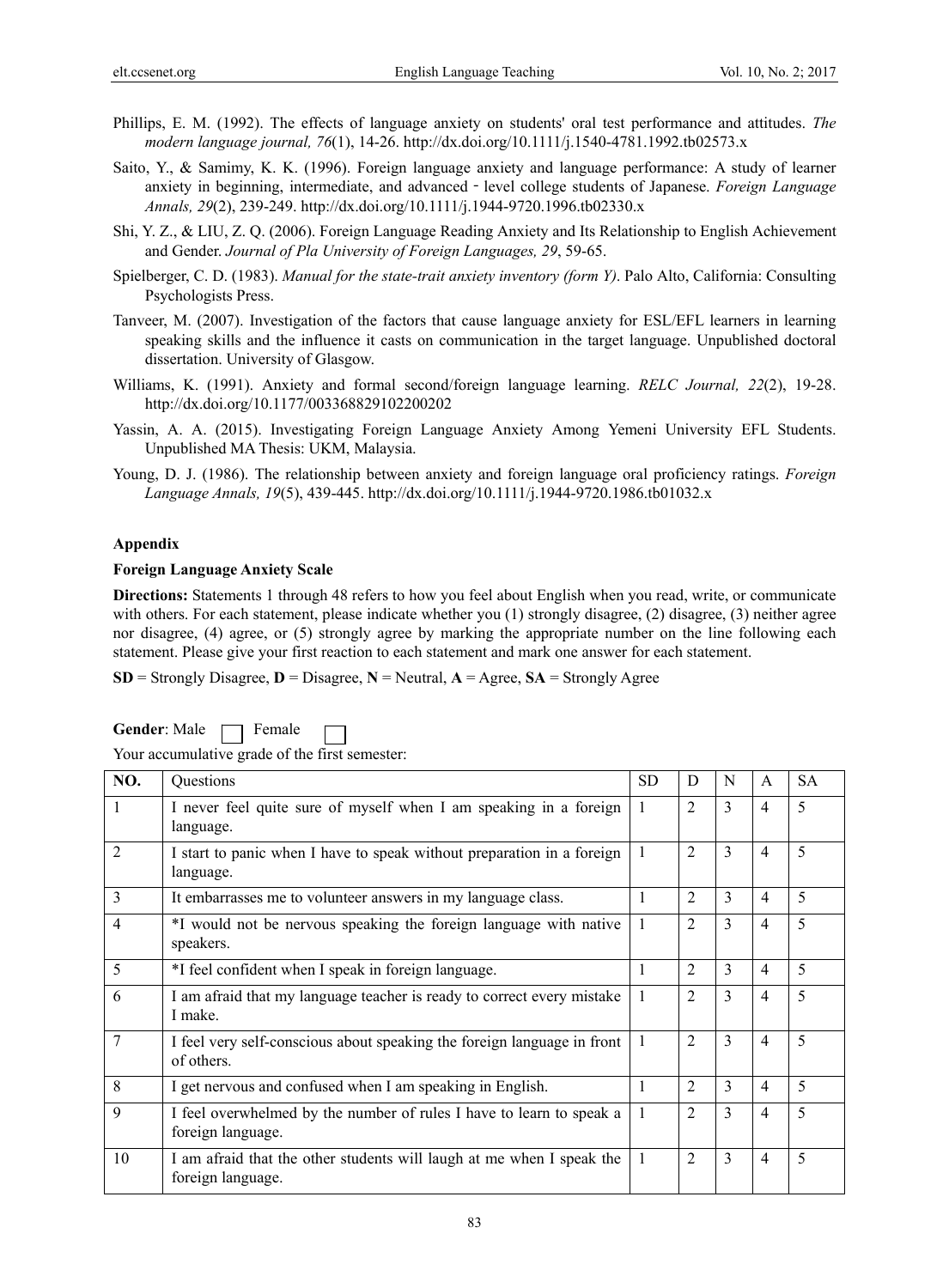Phillips, E. M. (1992). The effects of language anxiety on students' oral test performance and attitudes. *The modern language journal, 76*(1), 14-26. http://dx.doi.org/10.1111/j.1540-4781.1992.tb02573.x

Saito, Y., & Samimy, K. K. (1996). Foreign language anxiety and language performance: A study of learner anxiety in beginning, intermediate, and advanced - level college students of Japanese. *Foreign Language Annals, 29*(2), 239-249. http://dx.doi.org/10.1111/j.1944-9720.1996.tb02330.x

Shi, Y. Z., & LIU, Z. Q. (2006). Foreign Language Reading Anxiety and Its Relationship to English Achievement and Gender. *Journal of Pla University of Foreign Languages, 29*, 59-65.

Spielberger, C. D. (1983). *Manual for the state-trait anxiety inventory (form Y)*. Palo Alto, California: Consulting Psychologists Press.

Tanveer, M. (2007). Investigation of the factors that cause language anxiety for ESL/EFL learners in learning speaking skills and the influence it casts on communication in the target language. Unpublished doctoral dissertation. University of Glasgow.

Williams, K. (1991). Anxiety and formal second/foreign language learning. *RELC Journal, 22*(2), 19-28. http://dx.doi.org/10.1177/003368829102200202

Yassin, A. A. (2015). Investigating Foreign Language Anxiety Among Yemeni University EFL Students. Unpublished MA Thesis: UKM, Malaysia.

Young, D. J. (1986). The relationship between anxiety and foreign language oral proficiency ratings. *Foreign Language Annals, 19*(5), 439-445. http://dx.doi.org/10.1111/j.1944-9720.1986.tb01032.x

## Appendix

### Foreign Language Anxiety Scale

**Directions:** Statements 1 through 48 refers to how you feel about English when you read, write, or communicate with others. For each statement, please indicate whether you (1) strongly disagree, (2) disagree, (3) neither agree nor disagree, (4) agree, or (5) strongly agree by marking the appropriate number on the line following each statement. Please give your first reaction to each statement and mark one answer for each statement.

**SD** = Strongly Disagree, **D** = Disagree, **N** = Neutral, **A** = Agree, **SA** = Strongly Agree

**Gender**: Male ☐ Female ☐

Your accumulative grade of the first semester:

| NO. | Questions | SD | D | N | A | SA |
|---|---|---|---|---|---|---|
| 1 | I never feel quite sure of myself when I am speaking in a foreign language. | 1 | 2 | 3 | 4 | 5 |
| 2 | I start to panic when I have to speak without preparation in a foreign language. | 1 | 2 | 3 | 4 | 5 |
| 3 | It embarrasses me to volunteer answers in my language class. | 1 | 2 | 3 | 4 | 5 |
| 4 | *I would not be nervous speaking the foreign language with native speakers. | 1 | 2 | 3 | 4 | 5 |
| 5 | *I feel confident when I speak in foreign language. | 1 | 2 | 3 | 4 | 5 |
| 6 | I am afraid that my language teacher is ready to correct every mistake I make. | 1 | 2 | 3 | 4 | 5 |
| 7 | I feel very self-conscious about speaking the foreign language in front of others. | 1 | 2 | 3 | 4 | 5 |
| 8 | I get nervous and confused when I am speaking in English. | 1 | 2 | 3 | 4 | 5 |
| 9 | I feel overwhelmed by the number of rules I have to learn to speak a foreign language. | 1 | 2 | 3 | 4 | 5 |
| 10 | I am afraid that the other students will laugh at me when I speak the foreign language. | 1 | 2 | 3 | 4 | 5 |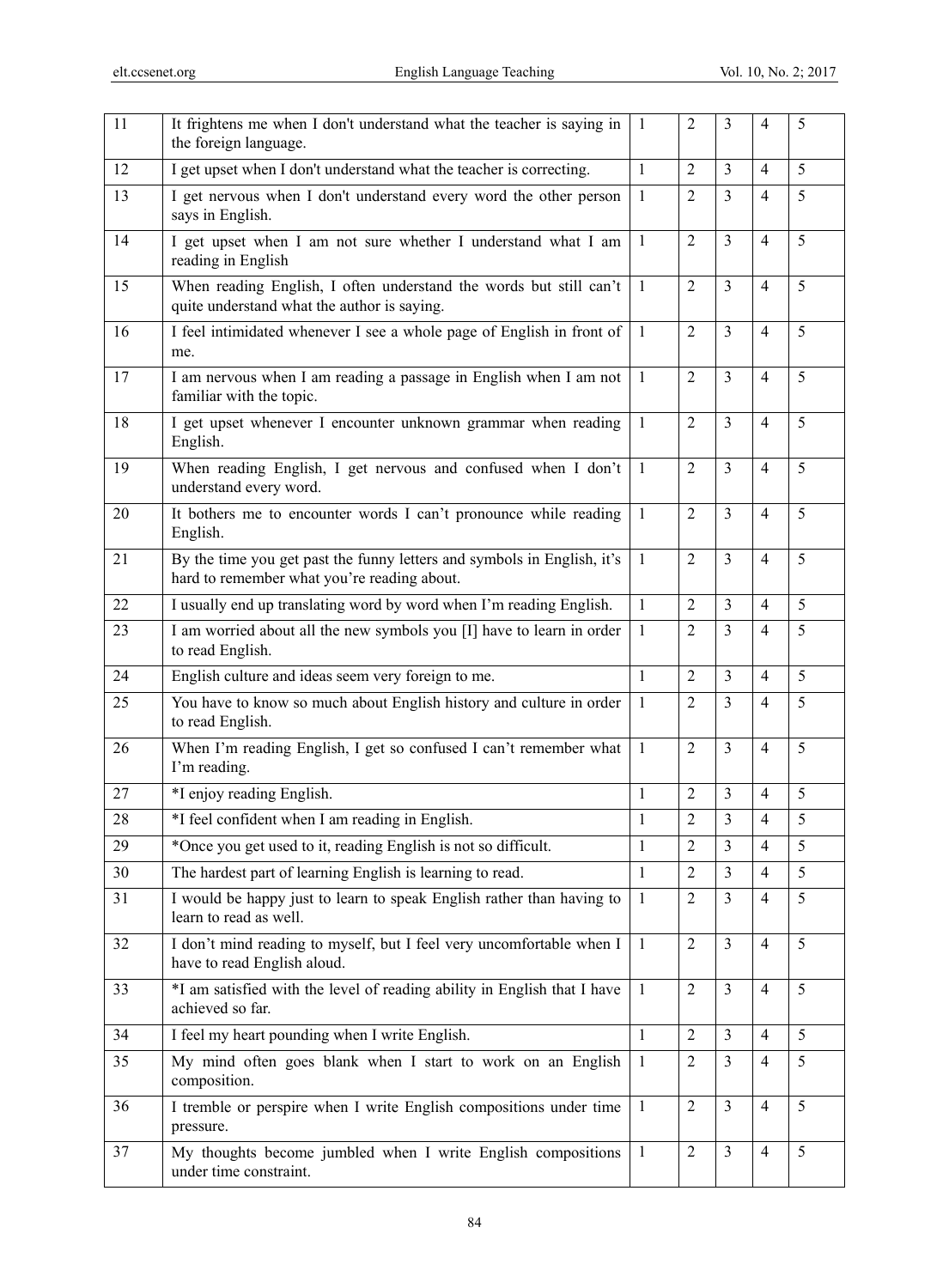| | | | | | | |
|---|---|---|---|---|---|---|
| 11 | It frightens me when I don't understand what the teacher is saying in the foreign language. | 1 | 2 | 3 | 4 | 5 |
| 12 | I get upset when I don't understand what the teacher is correcting. | 1 | 2 | 3 | 4 | 5 |
| 13 | I get nervous when I don't understand every word the other person says in English. | 1 | 2 | 3 | 4 | 5 |
| 14 | I get upset when I am not sure whether I understand what I am reading in English | 1 | 2 | 3 | 4 | 5 |
| 15 | When reading English, I often understand the words but still can't quite understand what the author is saying. | 1 | 2 | 3 | 4 | 5 |
| 16 | I feel intimidated whenever I see a whole page of English in front of me. | 1 | 2 | 3 | 4 | 5 |
| 17 | I am nervous when I am reading a passage in English when I am not familiar with the topic. | 1 | 2 | 3 | 4 | 5 |
| 18 | I get upset whenever I encounter unknown grammar when reading English. | 1 | 2 | 3 | 4 | 5 |
| 19 | When reading English, I get nervous and confused when I don't understand every word. | 1 | 2 | 3 | 4 | 5 |
| 20 | It bothers me to encounter words I can't pronounce while reading English. | 1 | 2 | 3 | 4 | 5 |
| 21 | By the time you get past the funny letters and symbols in English, it's hard to remember what you're reading about. | 1 | 2 | 3 | 4 | 5 |
| 22 | I usually end up translating word by word when I'm reading English. | 1 | 2 | 3 | 4 | 5 |
| 23 | I am worried about all the new symbols you [I] have to learn in order to read English. | 1 | 2 | 3 | 4 | 5 |
| 24 | English culture and ideas seem very foreign to me. | 1 | 2 | 3 | 4 | 5 |
| 25 | You have to know so much about English history and culture in order to read English. | 1 | 2 | 3 | 4 | 5 |
| 26 | When I'm reading English, I get so confused I can't remember what I'm reading. | 1 | 2 | 3 | 4 | 5 |
| 27 | *I enjoy reading English. | 1 | 2 | 3 | 4 | 5 |
| 28 | *I feel confident when I am reading in English. | 1 | 2 | 3 | 4 | 5 |
| 29 | *Once you get used to it, reading English is not so difficult. | 1 | 2 | 3 | 4 | 5 |
| 30 | The hardest part of learning English is learning to read. | 1 | 2 | 3 | 4 | 5 |
| 31 | I would be happy just to learn to speak English rather than having to learn to read as well. | 1 | 2 | 3 | 4 | 5 |
| 32 | I don't mind reading to myself, but I feel very uncomfortable when I have to read English aloud. | 1 | 2 | 3 | 4 | 5 |
| 33 | *I am satisfied with the level of reading ability in English that I have achieved so far. | 1 | 2 | 3 | 4 | 5 |
| 34 | I feel my heart pounding when I write English. | 1 | 2 | 3 | 4 | 5 |
| 35 | My mind often goes blank when I start to work on an English composition. | 1 | 2 | 3 | 4 | 5 |
| 36 | I tremble or perspire when I write English compositions under time pressure. | 1 | 2 | 3 | 4 | 5 |
| 37 | My thoughts become jumbled when I write English compositions under time constraint. | 1 | 2 | 3 | 4 | 5 |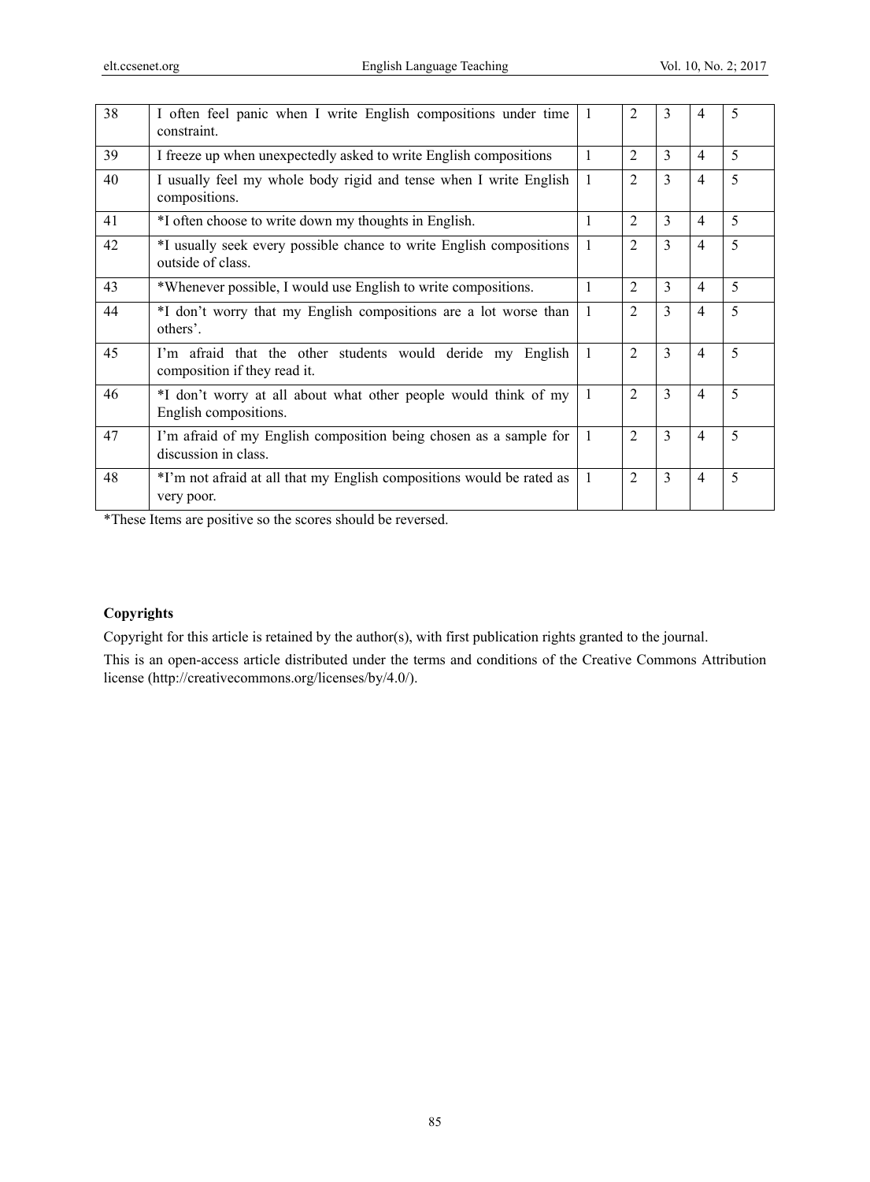| | | | | | | |
|---|---|---|---|---|---|---|
| 38 | I often feel panic when I write English compositions under time constraint. | 1 | 2 | 3 | 4 | 5 |
| 39 | I freeze up when unexpectedly asked to write English compositions | 1 | 2 | 3 | 4 | 5 |
| 40 | I usually feel my whole body rigid and tense when I write English compositions. | 1 | 2 | 3 | 4 | 5 |
| 41 | *I often choose to write down my thoughts in English. | 1 | 2 | 3 | 4 | 5 |
| 42 | *I usually seek every possible chance to write English compositions outside of class. | 1 | 2 | 3 | 4 | 5 |
| 43 | *Whenever possible, I would use English to write compositions. | 1 | 2 | 3 | 4 | 5 |
| 44 | *I don't worry that my English compositions are a lot worse than others'. | 1 | 2 | 3 | 4 | 5 |
| 45 | I'm afraid that the other students would deride my English composition if they read it. | 1 | 2 | 3 | 4 | 5 |
| 46 | *I don't worry at all about what other people would think of my English compositions. | 1 | 2 | 3 | 4 | 5 |
| 47 | I'm afraid of my English composition being chosen as a sample for discussion in class. | 1 | 2 | 3 | 4 | 5 |
| 48 | *I'm not afraid at all that my English compositions would be rated as very poor. | 1 | 2 | 3 | 4 | 5 |

*These Items are positive so the scores should be reversed.

**Copyrights**

Copyright for this article is retained by the author(s), with first publication rights granted to the journal.

This is an open-access article distributed under the terms and conditions of the Creative Commons Attribution license (http://creativecommons.org/licenses/by/4.0/).